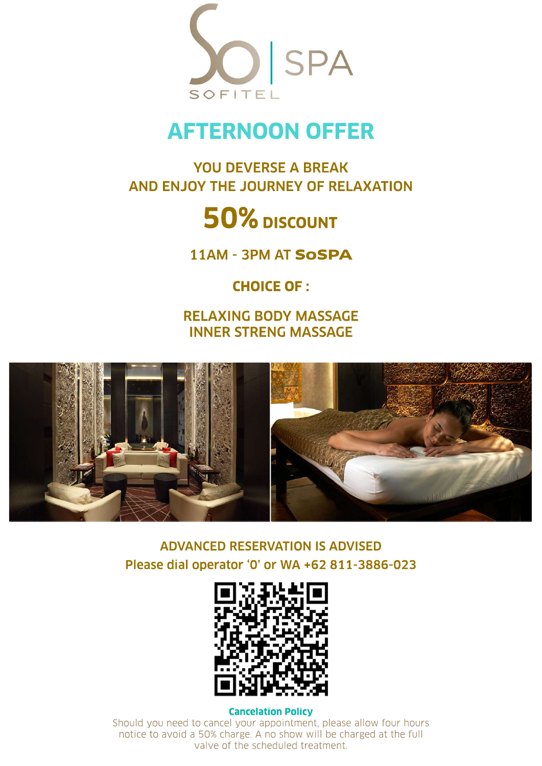So | SPA
SOFITEL

# AFTERNOON OFFER

## YOU DEVERSE A BREAK
## AND ENJOY THE JOURNEY OF RELAXATION

# 50% DISCOUNT

### 11AM - 3PM AT SoSPA

### CHOICE OF :

### RELAXING BODY MASSAGE
### INNER STRENG MASSAGE

### ADVANCED RESERVATION IS ADVISED
### Please dial operator '0' or WA +62 811-3886-023

**Cancelation Policy**

Should you need to cancel your appointment, please allow four hours notice to avoid a 50% charge. A no show will be charged at the full valve of the scheduled treatment.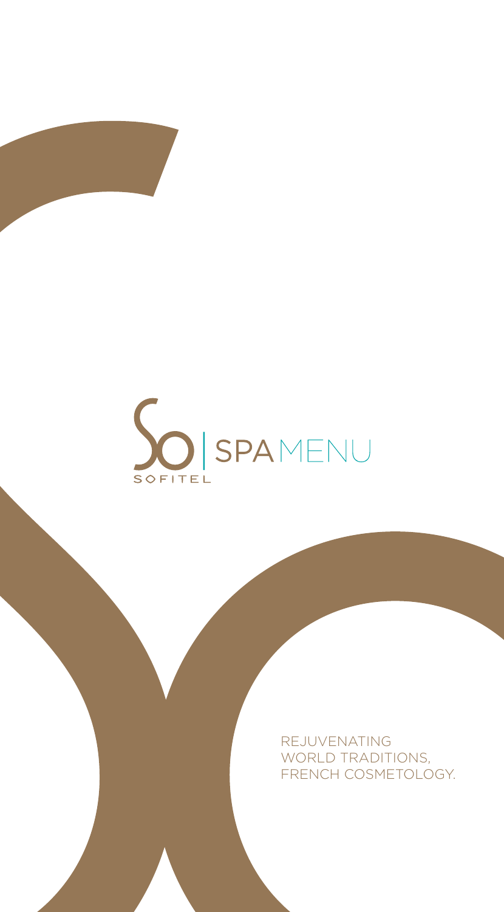# SO SOFITEL | SPA MENU

REJUVENATING
WORLD TRADITIONS,
FRENCH COSMETOLOGY.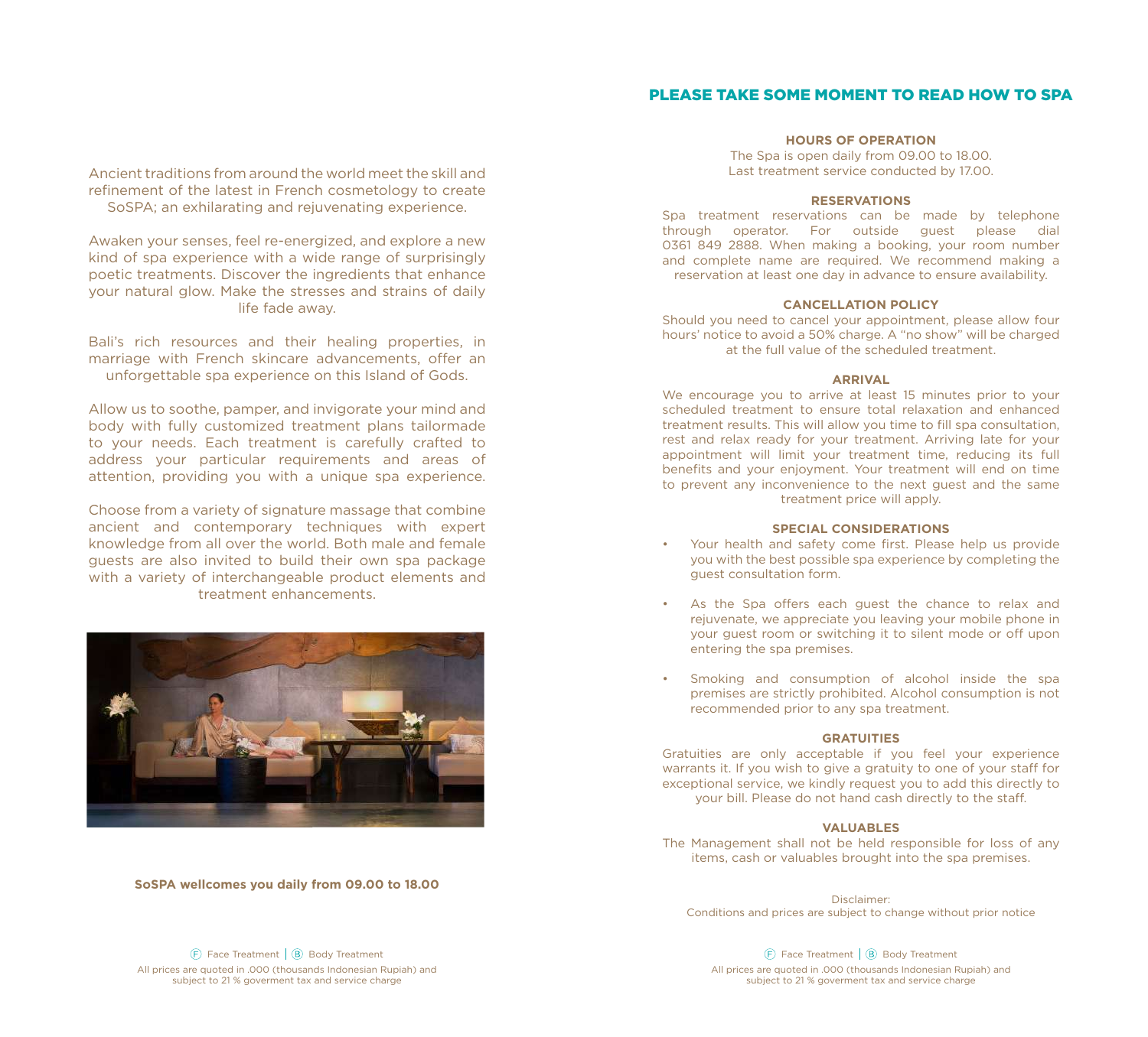Ancient traditions from around the world meet the skill and refinement of the latest in French cosmetology to create SoSPA; an exhilarating and rejuvenating experience.

Awaken your senses, feel re-energized, and explore a new kind of spa experience with a wide range of surprisingly poetic treatments. Discover the ingredients that enhance your natural glow. Make the stresses and strains of daily life fade away.

Bali's rich resources and their healing properties, in marriage with French skincare advancements, offer an unforgettable spa experience on this Island of Gods.

Allow us to soothe, pamper, and invigorate your mind and body with fully customized treatment plans tailormade to your needs. Each treatment is carefully crafted to address your particular requirements and areas of attention, providing you with a unique spa experience.

Choose from a variety of signature massage that combine ancient and contemporary techniques with expert knowledge from all over the world. Both male and female guests are also invited to build their own spa package with a variety of interchangeable product elements and treatment enhancements.

**SoSPA wellcomes you daily from 09.00 to 18.00**

Ⓕ Face Treatment | Ⓑ Body Treatment

All prices are quoted in .000 (thousands Indonesian Rupiah) and subject to 21 % goverment tax and service charge

## PLEASE TAKE SOME MOMENT TO READ HOW TO SPA

### HOURS OF OPERATION

The Spa is open daily from 09.00 to 18.00.
Last treatment service conducted by 17.00.

### RESERVATIONS

Spa treatment reservations can be made by telephone through operator. For outside guest please dial 0361 849 2888. When making a booking, your room number and complete name are required. We recommend making a reservation at least one day in advance to ensure availability.

### CANCELLATION POLICY

Should you need to cancel your appointment, please allow four hours' notice to avoid a 50% charge. A "no show" will be charged at the full value of the scheduled treatment.

### ARRIVAL

We encourage you to arrive at least 15 minutes prior to your scheduled treatment to ensure total relaxation and enhanced treatment results. This will allow you time to fill spa consultation, rest and relax ready for your treatment. Arriving late for your appointment will limit your treatment time, reducing its full benefits and your enjoyment. Your treatment will end on time to prevent any inconvenience to the next guest and the same treatment price will apply.

### SPECIAL CONSIDERATIONS

- Your health and safety come first. Please help us provide you with the best possible spa experience by completing the guest consultation form.
- As the Spa offers each guest the chance to relax and rejuvenate, we appreciate you leaving your mobile phone in your guest room or switching it to silent mode or off upon entering the spa premises.
- Smoking and consumption of alcohol inside the spa premises are strictly prohibited. Alcohol consumption is not recommended prior to any spa treatment.

### GRATUITIES

Gratuities are only acceptable if you feel your experience warrants it. If you wish to give a gratuity to one of your staff for exceptional service, we kindly request you to add this directly to your bill. Please do not hand cash directly to the staff.

### VALUABLES

The Management shall not be held responsible for loss of any items, cash or valuables brought into the spa premises.

Disclaimer:
Conditions and prices are subject to change without prior notice

Ⓕ Face Treatment | Ⓑ Body Treatment

All prices are quoted in .000 (thousands Indonesian Rupiah) and subject to 21 % goverment tax and service charge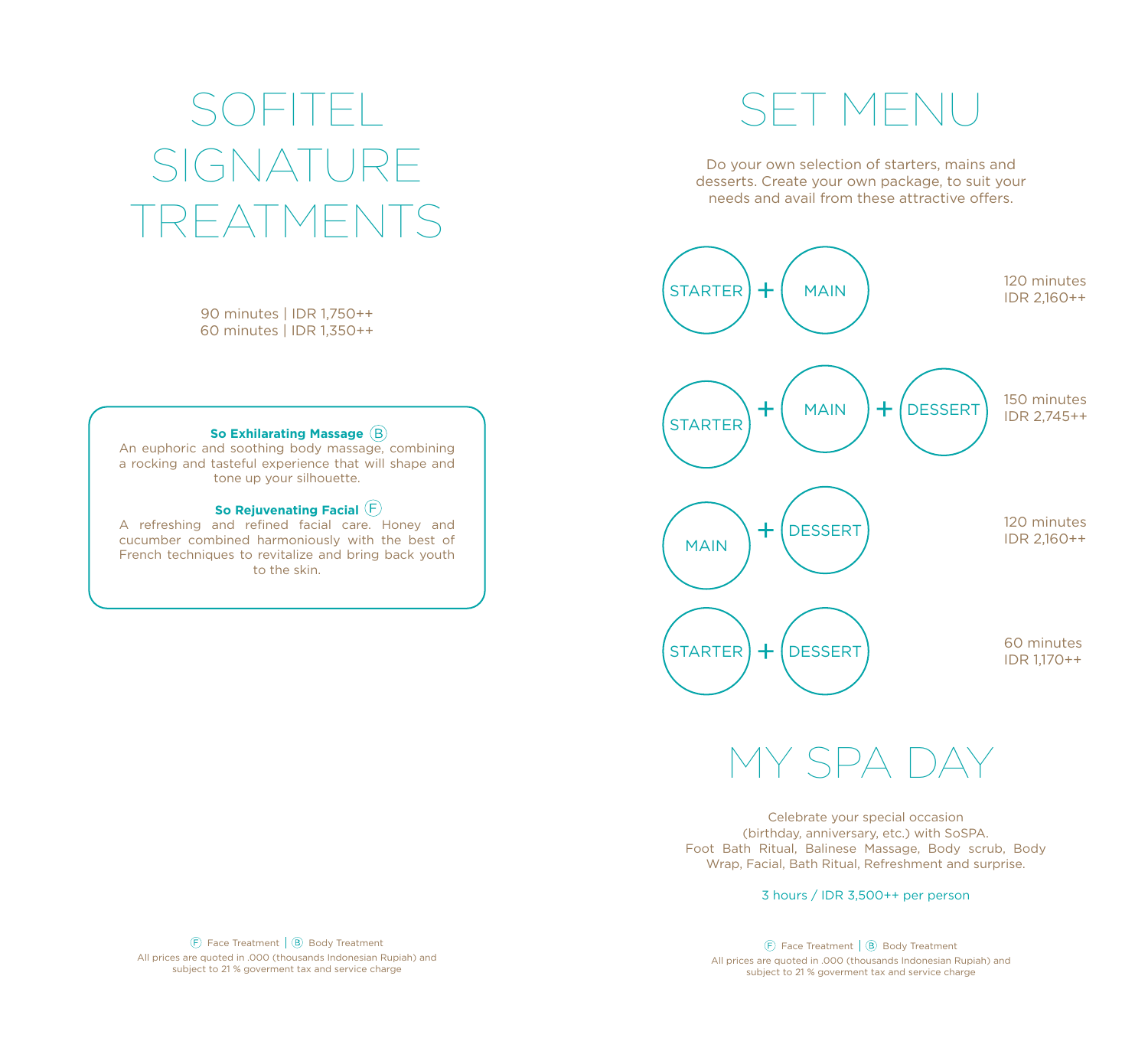# SOFITEL SIGNATURE TREATMENTS

90 minutes | IDR 1,750++
60 minutes | IDR 1,350++

**So Exhilarating Massage** (B)
An euphoric and soothing body massage, combining a rocking and tasteful experience that will shape and tone up your silhouette.

**So Rejuvenating Facial** (F)
A refreshing and refined facial care. Honey and cucumber combined harmoniously with the best of French techniques to revitalize and bring back youth to the skin.

(F) Face Treatment | (B) Body Treatment
All prices are quoted in .000 (thousands Indonesian Rupiah) and subject to 21 % goverment tax and service charge

# SET MENU

Do your own selection of starters, mains and desserts. Create your own package, to suit your needs and avail from these attractive offers.

| Package | Duration | Price |
| --- | --- | --- |
| STARTER + MAIN | 120 minutes | IDR 2,160++ |
| STARTER + MAIN + DESSERT | 150 minutes | IDR 2,745++ |
| MAIN + DESSERT | 120 minutes | IDR 2,160++ |
| STARTER + DESSERT | 60 minutes | IDR 1,170++ |

# MY SPA DAY

Celebrate your special occasion (birthday, anniversary, etc.) with SoSPA. Foot Bath Ritual, Balinese Massage, Body scrub, Body Wrap, Facial, Bath Ritual, Refreshment and surprise.

3 hours / IDR 3,500++ per person

(F) Face Treatment | (B) Body Treatment
All prices are quoted in .000 (thousands Indonesian Rupiah) and subject to 21 % goverment tax and service charge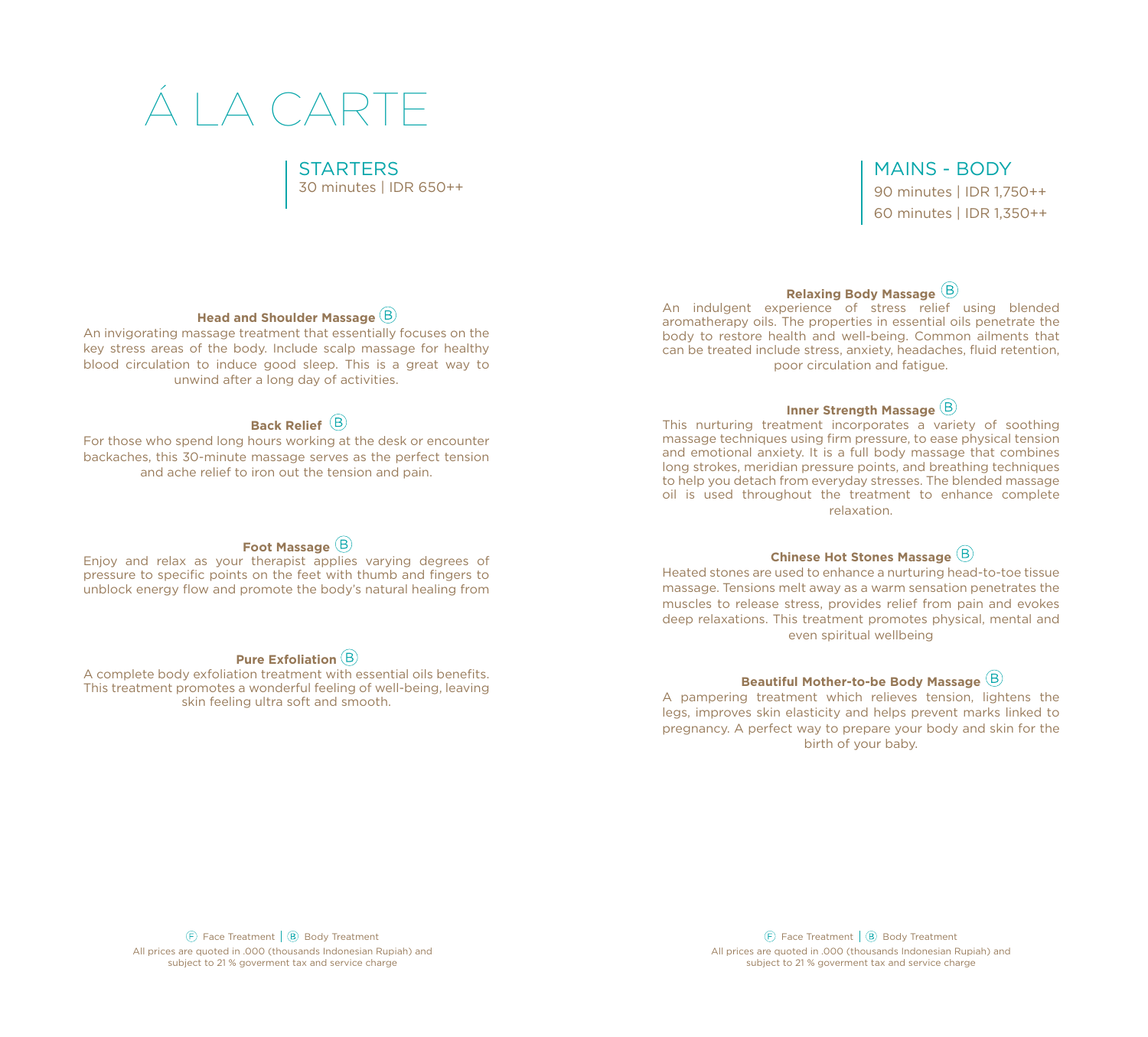# Á LA CARTE

## STARTERS

30 minutes | IDR 650++

**Head and Shoulder Massage** Ⓑ

An invigorating massage treatment that essentially focuses on the key stress areas of the body. Include scalp massage for healthy blood circulation to induce good sleep. This is a great way to unwind after a long day of activities.

**Back Relief** Ⓑ

For those who spend long hours working at the desk or encounter backaches, this 30-minute massage serves as the perfect tension and ache relief to iron out the tension and pain.

**Foot Massage** Ⓑ

Enjoy and relax as your therapist applies varying degrees of pressure to specific points on the feet with thumb and fingers to unblock energy flow and promote the body's natural healing from

**Pure Exfoliation** Ⓑ

A complete body exfoliation treatment with essential oils benefits. This treatment promotes a wonderful feeling of well-being, leaving skin feeling ultra soft and smooth.

Ⓕ Face Treatment | Ⓑ Body Treatment

All prices are quoted in .000 (thousands Indonesian Rupiah) and subject to 21 % goverment tax and service charge

## MAINS - BODY

90 minutes | IDR 1,750++

60 minutes | IDR 1,350++

**Relaxing Body Massage** Ⓑ

An indulgent experience of stress relief using blended aromatherapy oils. The properties in essential oils penetrate the body to restore health and well-being. Common ailments that can be treated include stress, anxiety, headaches, fluid retention, poor circulation and fatigue.

**Inner Strength Massage** Ⓑ

This nurturing treatment incorporates a variety of soothing massage techniques using firm pressure, to ease physical tension and emotional anxiety. It is a full body massage that combines long strokes, meridian pressure points, and breathing techniques to help you detach from everyday stresses. The blended massage oil is used throughout the treatment to enhance complete relaxation.

**Chinese Hot Stones Massage** Ⓑ

Heated stones are used to enhance a nurturing head-to-toe tissue massage. Tensions melt away as a warm sensation penetrates the muscles to release stress, provides relief from pain and evokes deep relaxations. This treatment promotes physical, mental and even spiritual wellbeing

**Beautiful Mother-to-be Body Massage** Ⓑ

A pampering treatment which relieves tension, lightens the legs, improves skin elasticity and helps prevent marks linked to pregnancy. A perfect way to prepare your body and skin for the birth of your baby.

Ⓕ Face Treatment | Ⓑ Body Treatment

All prices are quoted in .000 (thousands Indonesian Rupiah) and subject to 21 % goverment tax and service charge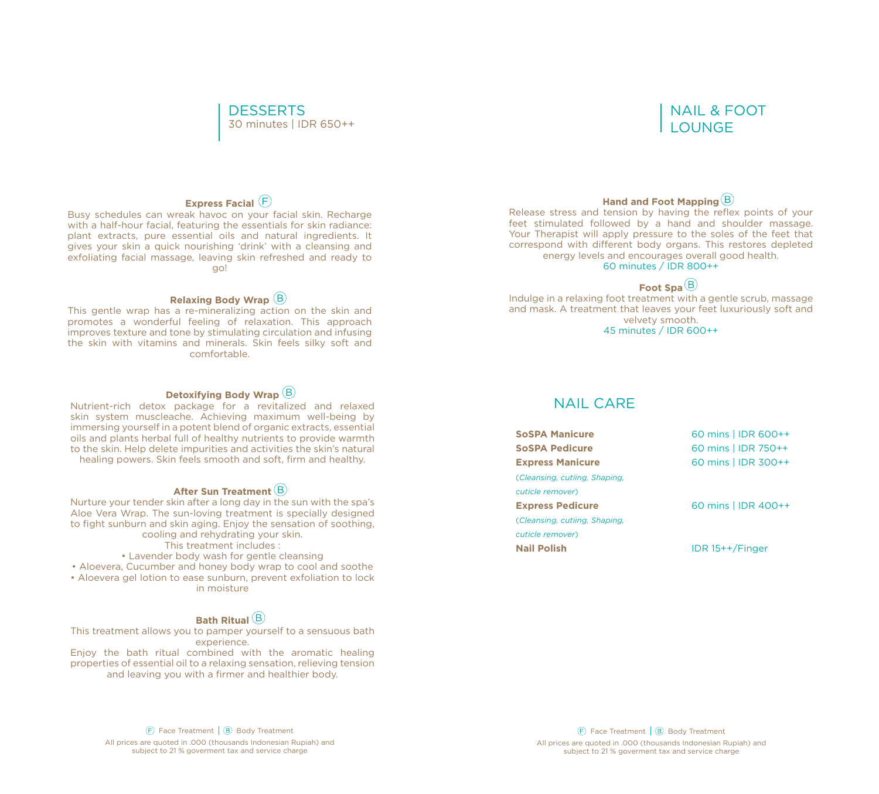## DESSERTS

30 minutes | IDR 650++

**Express Facial** Ⓕ

Busy schedules can wreak havoc on your facial skin. Recharge with a half-hour facial, featuring the essentials for skin radiance: plant extracts, pure essential oils and natural ingredients. It gives your skin a quick nourishing 'drink' with a cleansing and exfoliating facial massage, leaving skin refreshed and ready to go!

**Relaxing Body Wrap** Ⓑ

This gentle wrap has a re-mineralizing action on the skin and promotes a wonderful feeling of relaxation. This approach improves texture and tone by stimulating circulation and infusing the skin with vitamins and minerals. Skin feels silky soft and comfortable.

**Detoxifying Body Wrap** Ⓑ

Nutrient-rich detox package for a revitalized and relaxed skin system muscleache. Achieving maximum well-being by immersing yourself in a potent blend of organic extracts, essential oils and plants herbal full of healthy nutrients to provide warmth to the skin. Help delete impurities and activities the skin's natural healing powers. Skin feels smooth and soft, firm and healthy.

**After Sun Treatment** Ⓑ

Nurture your tender skin after a long day in the sun with the spa's Aloe Vera Wrap. The sun-loving treatment is specially designed to fight sunburn and skin aging. Enjoy the sensation of soothing, cooling and rehydrating your skin.

This treatment includes :

- Lavender body wash for gentle cleansing
- Aloevera, Cucumber and honey body wrap to cool and soothe
- Aloevera gel lotion to ease sunburn, prevent exfoliation to lock in moisture

**Bath Ritual** Ⓑ

This treatment allows you to pamper yourself to a sensuous bath experience.

Enjoy the bath ritual combined with the aromatic healing properties of essential oil to a relaxing sensation, relieving tension and leaving you with a firmer and healthier body.

Ⓕ Face Treatment | Ⓑ Body Treatment

All prices are quoted in .000 (thousands Indonesian Rupiah) and subject to 21 % goverment tax and service charge

## NAIL & FOOT LOUNGE

**Hand and Foot Mapping** Ⓑ

Release stress and tension by having the reflex points of your feet stimulated followed by a hand and shoulder massage. Your Therapist will apply pressure to the soles of the feet that correspond with different body organs. This restores depleted energy levels and encourages overall good health.

60 minutes / IDR 800++

**Foot Spa** Ⓑ

Indulge in a relaxing foot treatment with a gentle scrub, massage and mask. A treatment that leaves your feet luxuriously soft and velvety smooth.

45 minutes / IDR 600++

## NAIL CARE

| | |
|---|---|
| **SoSPA Manicure** | 60 mins \| IDR 600++ |
| **SoSPA Pedicure** | 60 mins \| IDR 750++ |
| **Express Manicure** *(Cleansing, cutiing, Shaping, cuticle remover)* | 60 mins \| IDR 300++ |
| **Express Pedicure** *(Cleansing, cutiing, Shaping, cuticle remover)* | 60 mins \| IDR 400++ |
| **Nail Polish** | IDR 15++/Finger |

Ⓕ Face Treatment | Ⓑ Body Treatment

All prices are quoted in .000 (thousands Indonesian Rupiah) and subject to 21 % goverment tax and service charge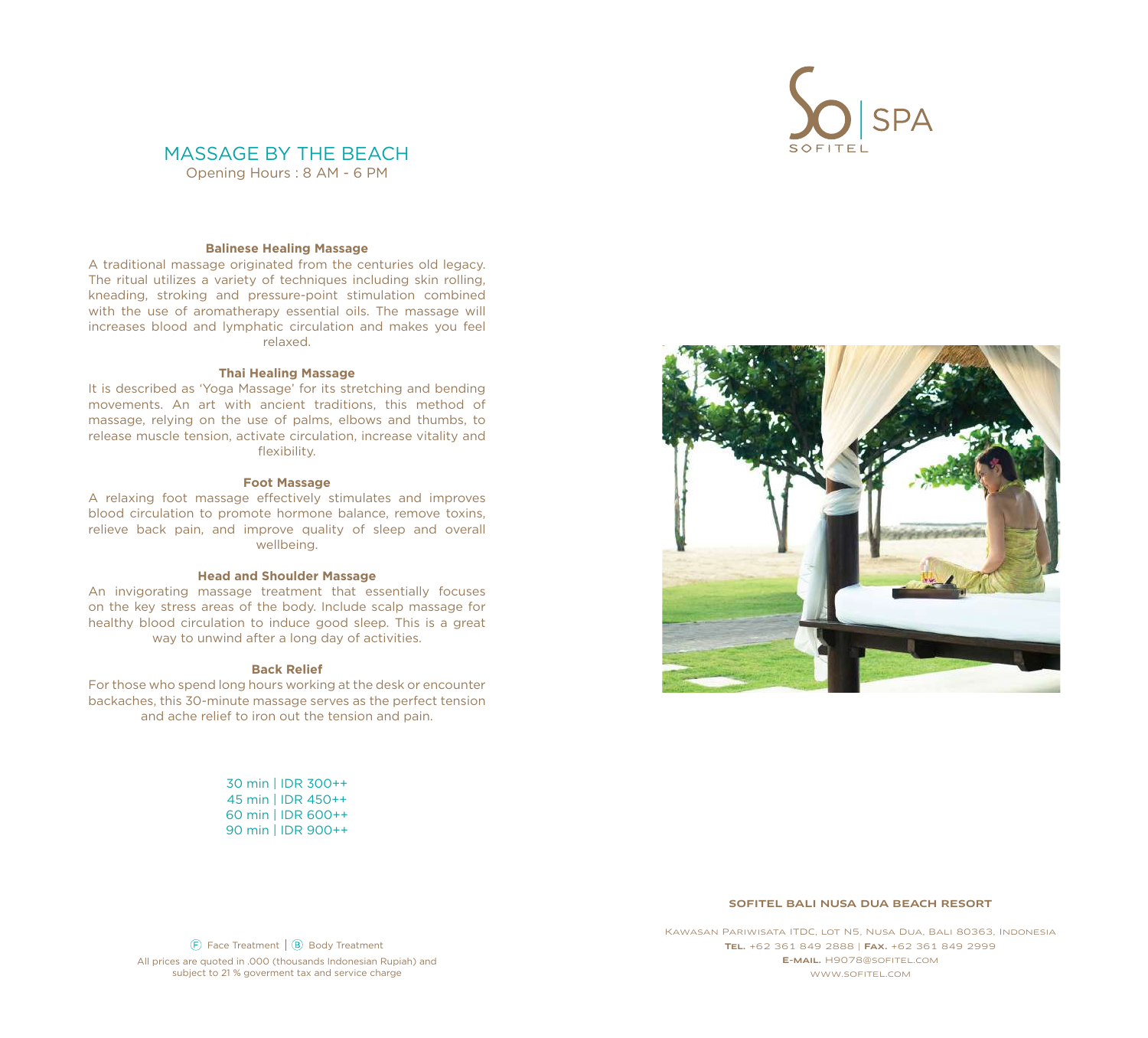# MASSAGE BY THE BEACH

Opening Hours : 8 AM - 6 PM

SO | SPA
SOFITEL

**Balinese Healing Massage**

A traditional massage originated from the centuries old legacy. The ritual utilizes a variety of techniques including skin rolling, kneading, stroking and pressure-point stimulation combined with the use of aromatherapy essential oils. The massage will increases blood and lymphatic circulation and makes you feel relaxed.

**Thai Healing Massage**

It is described as 'Yoga Massage' for its stretching and bending movements. An art with ancient traditions, this method of massage, relying on the use of palms, elbows and thumbs, to release muscle tension, activate circulation, increase vitality and flexibility.

**Foot Massage**

A relaxing foot massage effectively stimulates and improves blood circulation to promote hormone balance, remove toxins, relieve back pain, and improve quality of sleep and overall wellbeing.

**Head and Shoulder Massage**

An invigorating massage treatment that essentially focuses on the key stress areas of the body. Include scalp massage for healthy blood circulation to induce good sleep. This is a great way to unwind after a long day of activities.

**Back Relief**

For those who spend long hours working at the desk or encounter backaches, this 30-minute massage serves as the perfect tension and ache relief to iron out the tension and pain.

30 min | IDR 300++
45 min | IDR 450++
60 min | IDR 600++
90 min | IDR 900++

Ⓕ Face Treatment | Ⓑ Body Treatment

All prices are quoted in .000 (thousands Indonesian Rupiah) and subject to 21 % goverment tax and service charge

**SOFITEL BALI NUSA DUA BEACH RESORT**

Kawasan Pariwisata ITDC, Lot N5, Nusa Dua, Bali 80363, Indonesia
**Tel.** +62 361 849 2888 | **Fax.** +62 361 849 2999
**E-mail.** H9078@SOFITEL.COM
WWW.SOFITEL.COM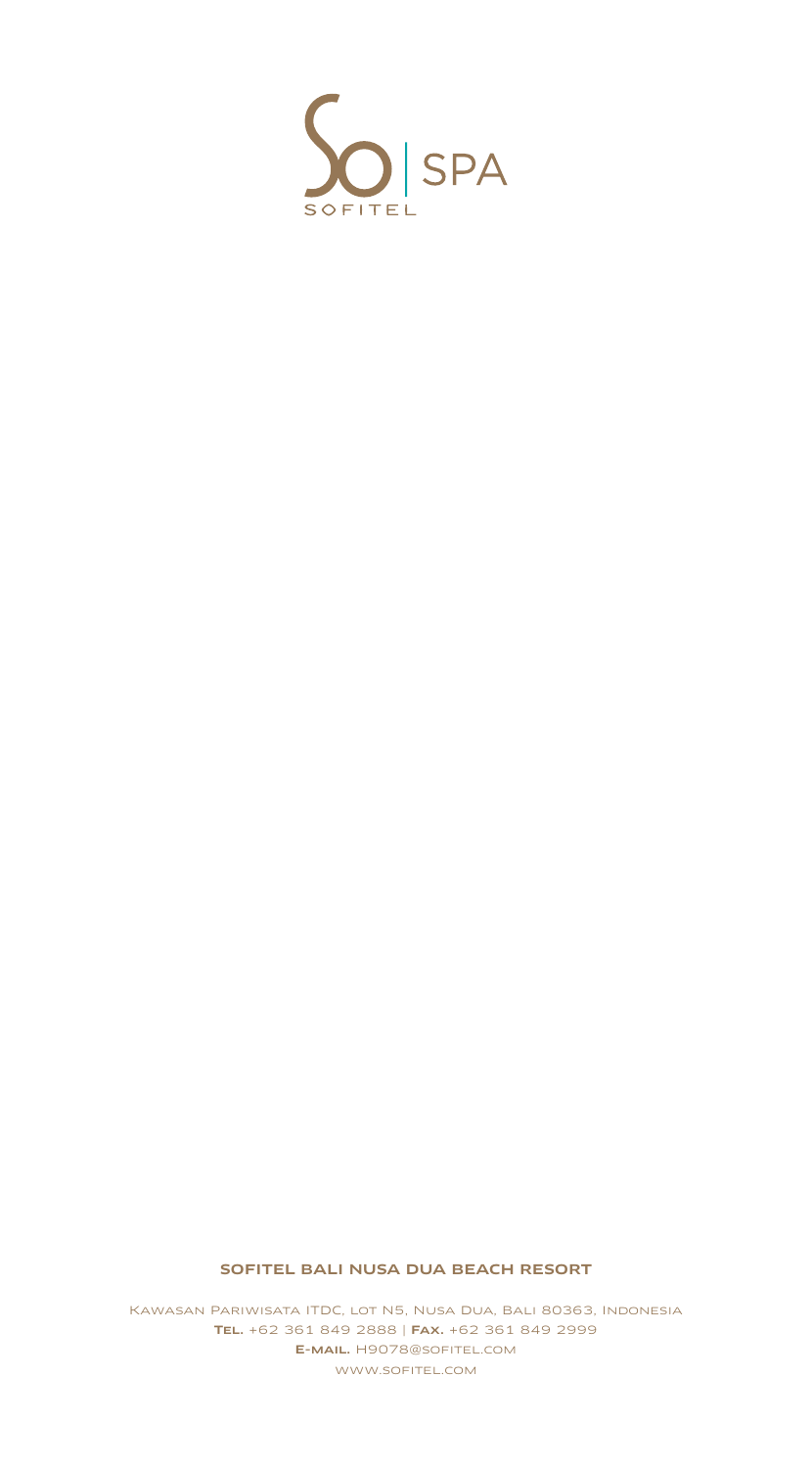So SPA

SOFITEL

**SOFITEL BALI NUSA DUA BEACH RESORT**

Kawasan Pariwisata ITDC, lot N5, Nusa Dua, Bali 80363, Indonesia

**Tel.** +62 361 849 2888 | **Fax.** +62 361 849 2999

**E-mail.** H9078@sofitel.com

www.sofitel.com